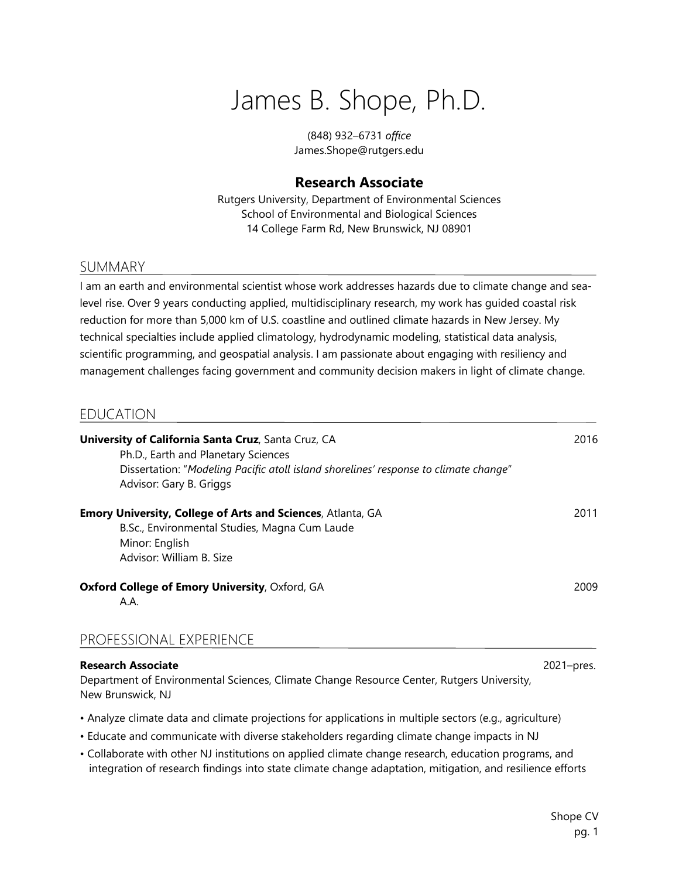# James B. Shope, Ph.D.

(848) 932–6731 *office*
James.Shope@rutgers.edu

### Research Associate

Rutgers University, Department of Environmental Sciences
School of Environmental and Biological Sciences
14 College Farm Rd, New Brunswick, NJ 08901

## SUMMARY

I am an earth and environmental scientist whose work addresses hazards due to climate change and sea-level rise. Over 9 years conducting applied, multidisciplinary research, my work has guided coastal risk reduction for more than 5,000 km of U.S. coastline and outlined climate hazards in New Jersey. My technical specialties include applied climatology, hydrodynamic modeling, statistical data analysis, scientific programming, and geospatial analysis. I am passionate about engaging with resiliency and management challenges facing government and community decision makers in light of climate change.

## EDUCATION

**University of California Santa Cruz**, Santa Cruz, CA — 2016
Ph.D., Earth and Planetary Sciences
Dissertation: "*Modeling Pacific atoll island shorelines' response to climate change*"
Advisor: Gary B. Griggs

**Emory University, College of Arts and Sciences**, Atlanta, GA — 2011
B.Sc., Environmental Studies, Magna Cum Laude
Minor: English
Advisor: William B. Size

**Oxford College of Emory University**, Oxford, GA — 2009
A.A.

## PROFESSIONAL EXPERIENCE

**Research Associate** — 2021–pres.
Department of Environmental Sciences, Climate Change Resource Center, Rutgers University, New Brunswick, NJ

- Analyze climate data and climate projections for applications in multiple sectors (e.g., agriculture)
- Educate and communicate with diverse stakeholders regarding climate change impacts in NJ
- Collaborate with other NJ institutions on applied climate change research, education programs, and integration of research findings into state climate change adaptation, mitigation, and resilience efforts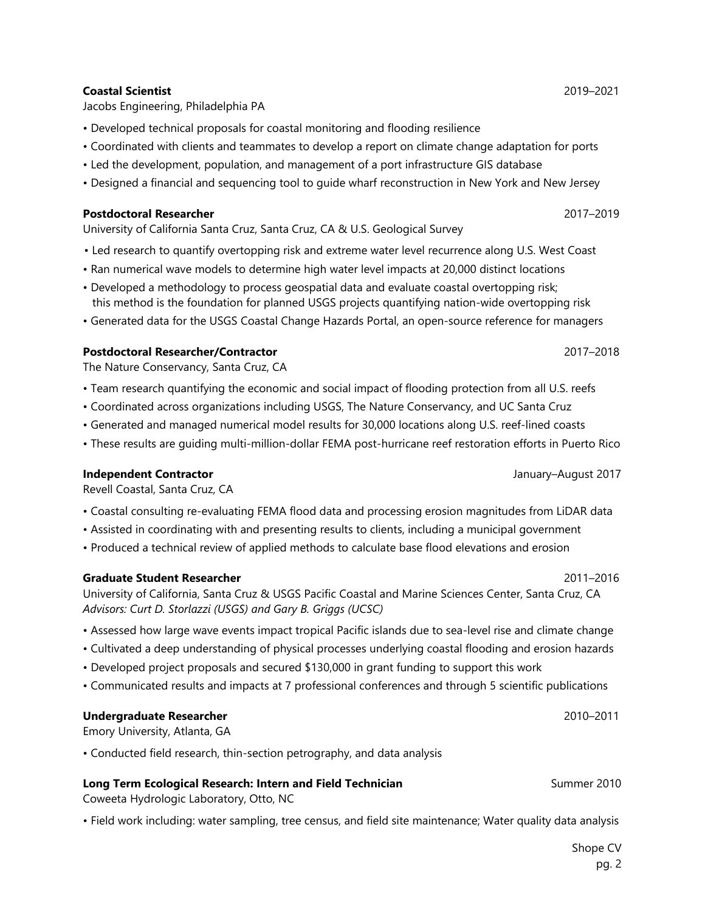**Coastal Scientist** 2019–2021
Jacobs Engineering, Philadelphia PA

- Developed technical proposals for coastal monitoring and flooding resilience
- Coordinated with clients and teammates to develop a report on climate change adaptation for ports
- Led the development, population, and management of a port infrastructure GIS database
- Designed a financial and sequencing tool to guide wharf reconstruction in New York and New Jersey

**Postdoctoral Researcher** 2017–2019
University of California Santa Cruz, Santa Cruz, CA & U.S. Geological Survey

- Led research to quantify overtopping risk and extreme water level recurrence along U.S. West Coast
- Ran numerical wave models to determine high water level impacts at 20,000 distinct locations
- Developed a methodology to process geospatial data and evaluate coastal overtopping risk; this method is the foundation for planned USGS projects quantifying nation-wide overtopping risk
- Generated data for the USGS Coastal Change Hazards Portal, an open-source reference for managers

**Postdoctoral Researcher/Contractor** 2017–2018
The Nature Conservancy, Santa Cruz, CA

- Team research quantifying the economic and social impact of flooding protection from all U.S. reefs
- Coordinated across organizations including USGS, The Nature Conservancy, and UC Santa Cruz
- Generated and managed numerical model results for 30,000 locations along U.S. reef-lined coasts
- These results are guiding multi-million-dollar FEMA post-hurricane reef restoration efforts in Puerto Rico

**Independent Contractor** January–August 2017
Revell Coastal, Santa Cruz, CA

- Coastal consulting re-evaluating FEMA flood data and processing erosion magnitudes from LiDAR data
- Assisted in coordinating with and presenting results to clients, including a municipal government
- Produced a technical review of applied methods to calculate base flood elevations and erosion

**Graduate Student Researcher** 2011–2016
University of California, Santa Cruz & USGS Pacific Coastal and Marine Sciences Center, Santa Cruz, CA
*Advisors: Curt D. Storlazzi (USGS) and Gary B. Griggs (UCSC)*

- Assessed how large wave events impact tropical Pacific islands due to sea-level rise and climate change
- Cultivated a deep understanding of physical processes underlying coastal flooding and erosion hazards
- Developed project proposals and secured $130,000 in grant funding to support this work
- Communicated results and impacts at 7 professional conferences and through 5 scientific publications

**Undergraduate Researcher** 2010–2011
Emory University, Atlanta, GA

- Conducted field research, thin-section petrography, and data analysis

**Long Term Ecological Research: Intern and Field Technician** Summer 2010
Coweeta Hydrologic Laboratory, Otto, NC

- Field work including: water sampling, tree census, and field site maintenance; Water quality data analysis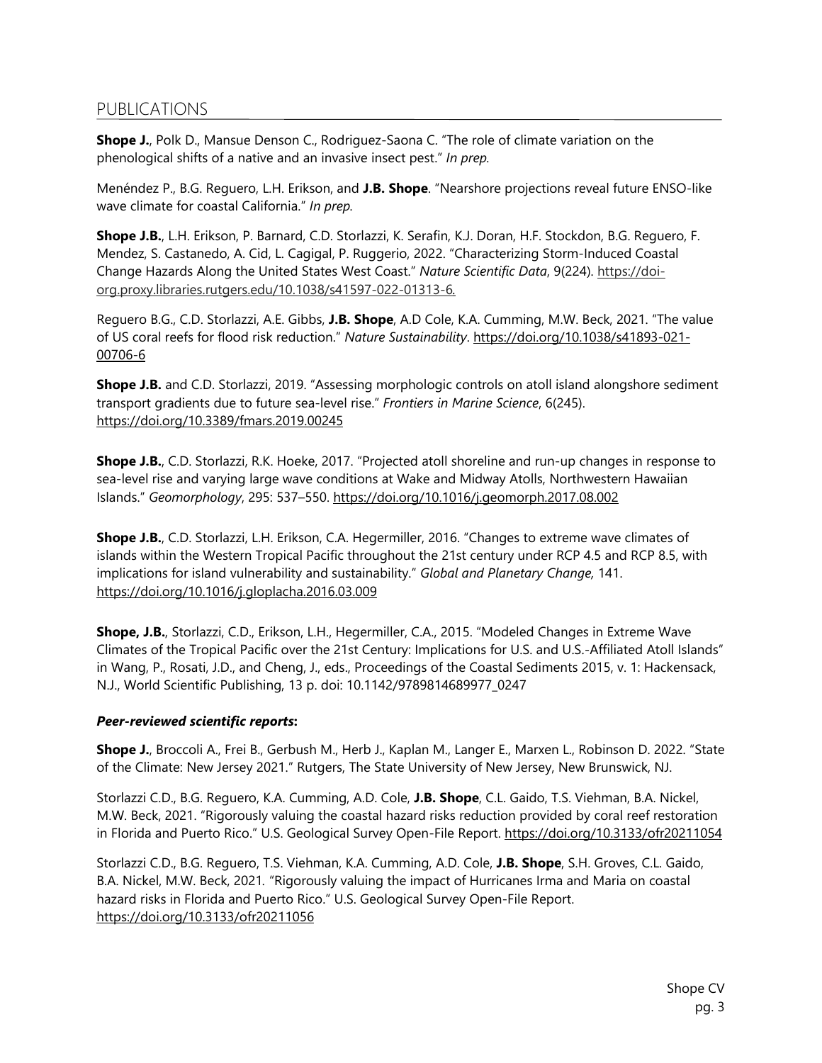## PUBLICATIONS

**Shope J.**, Polk D., Mansue Denson C., Rodriguez-Saona C. "The role of climate variation on the phenological shifts of a native and an invasive insect pest." *In prep.*

Menéndez P., B.G. Reguero, L.H. Erikson, and **J.B. Shope**. "Nearshore projections reveal future ENSO-like wave climate for coastal California." *In prep.*

**Shope J.B.**, L.H. Erikson, P. Barnard, C.D. Storlazzi, K. Serafin, K.J. Doran, H.F. Stockdon, B.G. Reguero, F. Mendez, S. Castanedo, A. Cid, L. Cagigal, P. Ruggerio, 2022. "Characterizing Storm-Induced Coastal Change Hazards Along the United States West Coast." *Nature Scientific Data*, 9(224). https://doi-org.proxy.libraries.rutgers.edu/10.1038/s41597-022-01313-6.

Reguero B.G., C.D. Storlazzi, A.E. Gibbs, **J.B. Shope**, A.D Cole, K.A. Cumming, M.W. Beck, 2021. "The value of US coral reefs for flood risk reduction." *Nature Sustainability*. https://doi.org/10.1038/s41893-021-00706-6

**Shope J.B.** and C.D. Storlazzi, 2019. "Assessing morphologic controls on atoll island alongshore sediment transport gradients due to future sea-level rise." *Frontiers in Marine Science*, 6(245). https://doi.org/10.3389/fmars.2019.00245

**Shope J.B.**, C.D. Storlazzi, R.K. Hoeke, 2017. "Projected atoll shoreline and run-up changes in response to sea-level rise and varying large wave conditions at Wake and Midway Atolls, Northwestern Hawaiian Islands." *Geomorphology*, 295: 537–550. https://doi.org/10.1016/j.geomorph.2017.08.002

**Shope J.B.**, C.D. Storlazzi, L.H. Erikson, C.A. Hegermiller, 2016. "Changes to extreme wave climates of islands within the Western Tropical Pacific throughout the 21st century under RCP 4.5 and RCP 8.5, with implications for island vulnerability and sustainability." *Global and Planetary Change,* 141. https://doi.org/10.1016/j.gloplacha.2016.03.009

**Shope, J.B.**, Storlazzi, C.D., Erikson, L.H., Hegermiller, C.A., 2015. "Modeled Changes in Extreme Wave Climates of the Tropical Pacific over the 21st Century: Implications for U.S. and U.S.-Affiliated Atoll Islands" in Wang, P., Rosati, J.D., and Cheng, J., eds., Proceedings of the Coastal Sediments 2015, v. 1: Hackensack, N.J., World Scientific Publishing, 13 p. doi: 10.1142/9789814689977_0247

***Peer-reviewed scientific reports*:**

**Shope J.**, Broccoli A., Frei B., Gerbush M., Herb J., Kaplan M., Langer E., Marxen L., Robinson D. 2022. "State of the Climate: New Jersey 2021." Rutgers, The State University of New Jersey, New Brunswick, NJ.

Storlazzi C.D., B.G. Reguero, K.A. Cumming, A.D. Cole, **J.B. Shope**, C.L. Gaido, T.S. Viehman, B.A. Nickel, M.W. Beck, 2021. "Rigorously valuing the coastal hazard risks reduction provided by coral reef restoration in Florida and Puerto Rico." U.S. Geological Survey Open-File Report. https://doi.org/10.3133/ofr20211054

Storlazzi C.D., B.G. Reguero, T.S. Viehman, K.A. Cumming, A.D. Cole, **J.B. Shope**, S.H. Groves, C.L. Gaido, B.A. Nickel, M.W. Beck, 2021. "Rigorously valuing the impact of Hurricanes Irma and Maria on coastal hazard risks in Florida and Puerto Rico." U.S. Geological Survey Open-File Report. https://doi.org/10.3133/ofr20211056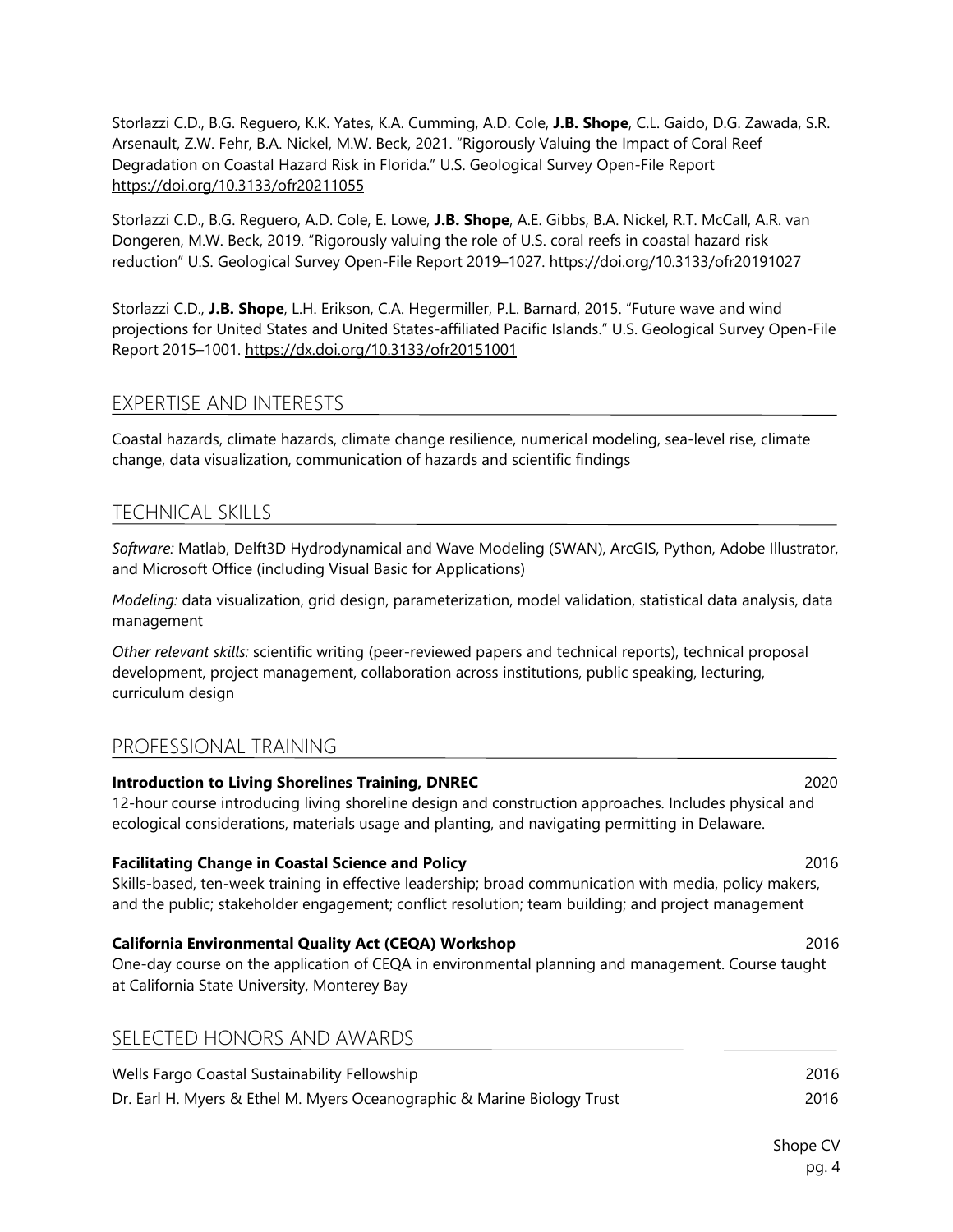Storlazzi C.D., B.G. Reguero, K.K. Yates, K.A. Cumming, A.D. Cole, **J.B. Shope**, C.L. Gaido, D.G. Zawada, S.R. Arsenault, Z.W. Fehr, B.A. Nickel, M.W. Beck, 2021. "Rigorously Valuing the Impact of Coral Reef Degradation on Coastal Hazard Risk in Florida." U.S. Geological Survey Open-File Report https://doi.org/10.3133/ofr20211055

Storlazzi C.D., B.G. Reguero, A.D. Cole, E. Lowe, **J.B. Shope**, A.E. Gibbs, B.A. Nickel, R.T. McCall, A.R. van Dongeren, M.W. Beck, 2019. "Rigorously valuing the role of U.S. coral reefs in coastal hazard risk reduction" U.S. Geological Survey Open-File Report 2019–1027. https://doi.org/10.3133/ofr20191027

Storlazzi C.D., **J.B. Shope**, L.H. Erikson, C.A. Hegermiller, P.L. Barnard, 2015. "Future wave and wind projections for United States and United States-affiliated Pacific Islands." U.S. Geological Survey Open-File Report 2015–1001. https://dx.doi.org/10.3133/ofr20151001

## EXPERTISE AND INTERESTS

Coastal hazards, climate hazards, climate change resilience, numerical modeling, sea-level rise, climate change, data visualization, communication of hazards and scientific findings

## TECHNICAL SKILLS

*Software:* Matlab, Delft3D Hydrodynamical and Wave Modeling (SWAN), ArcGIS, Python, Adobe Illustrator, and Microsoft Office (including Visual Basic for Applications)

*Modeling:* data visualization, grid design, parameterization, model validation, statistical data analysis, data management

*Other relevant skills:* scientific writing (peer-reviewed papers and technical reports), technical proposal development, project management, collaboration across institutions, public speaking, lecturing, curriculum design

## PROFESSIONAL TRAINING

**Introduction to Living Shorelines Training, DNREC** 2020
12-hour course introducing living shoreline design and construction approaches. Includes physical and ecological considerations, materials usage and planting, and navigating permitting in Delaware.

**Facilitating Change in Coastal Science and Policy** 2016
Skills-based, ten-week training in effective leadership; broad communication with media, policy makers, and the public; stakeholder engagement; conflict resolution; team building; and project management

**California Environmental Quality Act (CEQA) Workshop** 2016
One-day course on the application of CEQA in environmental planning and management. Course taught at California State University, Monterey Bay

## SELECTED HONORS AND AWARDS

Wells Fargo Coastal Sustainability Fellowship 2016
Dr. Earl H. Myers & Ethel M. Myers Oceanographic & Marine Biology Trust 2016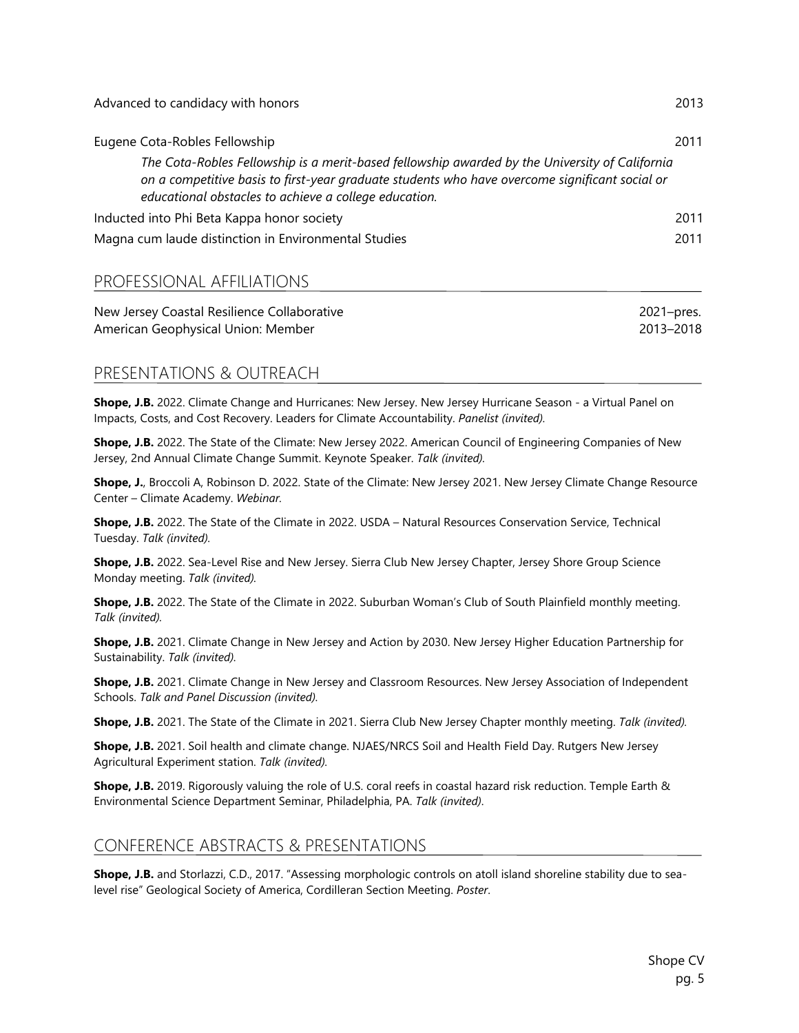Advanced to candidacy with honors 2013

Eugene Cota-Robles Fellowship 2011

*The Cota-Robles Fellowship is a merit-based fellowship awarded by the University of California on a competitive basis to first-year graduate students who have overcome significant social or educational obstacles to achieve a college education.*

Inducted into Phi Beta Kappa honor society 2011

Magna cum laude distinction in Environmental Studies 2011

## PROFESSIONAL AFFILIATIONS

New Jersey Coastal Resilience Collaborative 2021–pres.

American Geophysical Union: Member 2013–2018

## PRESENTATIONS & OUTREACH

**Shope, J.B.** 2022. Climate Change and Hurricanes: New Jersey. New Jersey Hurricane Season - a Virtual Panel on Impacts, Costs, and Cost Recovery. Leaders for Climate Accountability. *Panelist (invited).*

**Shope, J.B.** 2022. The State of the Climate: New Jersey 2022. American Council of Engineering Companies of New Jersey, 2nd Annual Climate Change Summit. Keynote Speaker. *Talk (invited).*

**Shope, J.**, Broccoli A, Robinson D. 2022. State of the Climate: New Jersey 2021. New Jersey Climate Change Resource Center – Climate Academy. *Webinar.*

**Shope, J.B.** 2022. The State of the Climate in 2022. USDA – Natural Resources Conservation Service, Technical Tuesday. *Talk (invited).*

**Shope, J.B.** 2022. Sea-Level Rise and New Jersey. Sierra Club New Jersey Chapter, Jersey Shore Group Science Monday meeting. *Talk (invited).*

**Shope, J.B.** 2022. The State of the Climate in 2022. Suburban Woman's Club of South Plainfield monthly meeting. *Talk (invited).*

**Shope, J.B.** 2021. Climate Change in New Jersey and Action by 2030. New Jersey Higher Education Partnership for Sustainability. *Talk (invited).*

**Shope, J.B.** 2021. Climate Change in New Jersey and Classroom Resources. New Jersey Association of Independent Schools. *Talk and Panel Discussion (invited).*

**Shope, J.B.** 2021. The State of the Climate in 2021. Sierra Club New Jersey Chapter monthly meeting. *Talk (invited).*

**Shope, J.B.** 2021. Soil health and climate change. NJAES/NRCS Soil and Health Field Day. Rutgers New Jersey Agricultural Experiment station. *Talk (invited).*

**Shope, J.B.** 2019. Rigorously valuing the role of U.S. coral reefs in coastal hazard risk reduction. Temple Earth & Environmental Science Department Seminar, Philadelphia, PA. *Talk (invited).*

## CONFERENCE ABSTRACTS & PRESENTATIONS

**Shope, J.B.** and Storlazzi, C.D., 2017. "Assessing morphologic controls on atoll island shoreline stability due to sea-level rise" Geological Society of America, Cordilleran Section Meeting. *Poster*.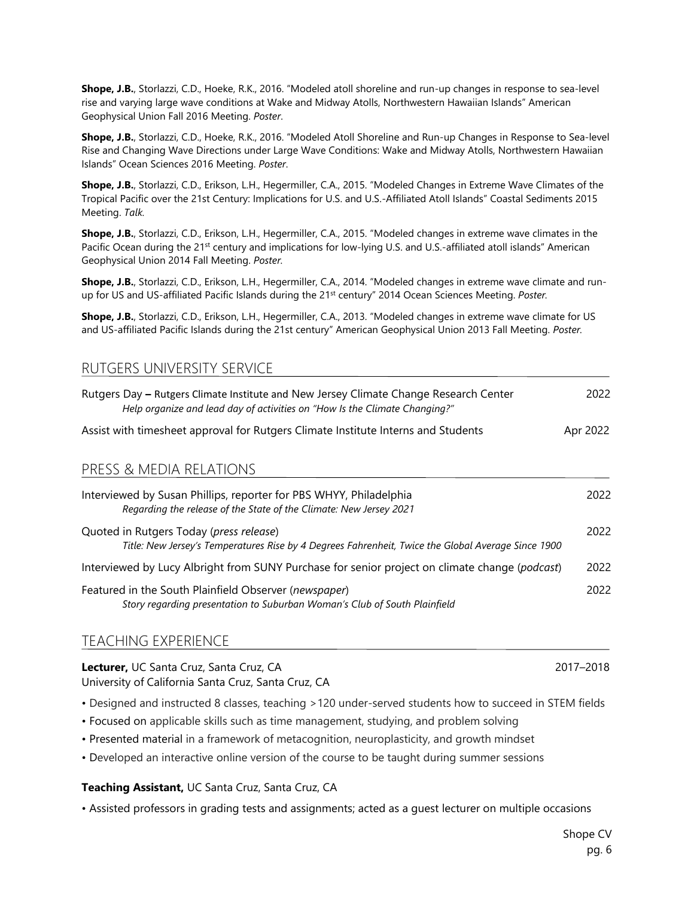**Shope, J.B.**, Storlazzi, C.D., Hoeke, R.K., 2016. "Modeled atoll shoreline and run-up changes in response to sea-level rise and varying large wave conditions at Wake and Midway Atolls, Northwestern Hawaiian Islands" American Geophysical Union Fall 2016 Meeting. *Poster*.

**Shope, J.B.**, Storlazzi, C.D., Hoeke, R.K., 2016. "Modeled Atoll Shoreline and Run-up Changes in Response to Sea-level Rise and Changing Wave Directions under Large Wave Conditions: Wake and Midway Atolls, Northwestern Hawaiian Islands" Ocean Sciences 2016 Meeting. *Poster*.

**Shope, J.B.**, Storlazzi, C.D., Erikson, L.H., Hegermiller, C.A., 2015. "Modeled Changes in Extreme Wave Climates of the Tropical Pacific over the 21st Century: Implications for U.S. and U.S.-Affiliated Atoll Islands" Coastal Sediments 2015 Meeting. *Talk*.

**Shope, J.B.**, Storlazzi, C.D., Erikson, L.H., Hegermiller, C.A., 2015. "Modeled changes in extreme wave climates in the Pacific Ocean during the 21st century and implications for low-lying U.S. and U.S.-affiliated atoll islands" American Geophysical Union 2014 Fall Meeting. *Poster*.

**Shope, J.B.**, Storlazzi, C.D., Erikson, L.H., Hegermiller, C.A., 2014. "Modeled changes in extreme wave climate and run-up for US and US-affiliated Pacific Islands during the 21st century" 2014 Ocean Sciences Meeting. *Poster*.

**Shope, J.B.**, Storlazzi, C.D., Erikson, L.H., Hegermiller, C.A., 2013. "Modeled changes in extreme wave climate for US and US-affiliated Pacific Islands during the 21st century" American Geophysical Union 2013 Fall Meeting. *Poster*.

## RUTGERS UNIVERSITY SERVICE

Rutgers Day – Rutgers Climate Institute and New Jersey Climate Change Research Center — 2022
*Help organize and lead day of activities on "How Is the Climate Changing?"*

Assist with timesheet approval for Rutgers Climate Institute Interns and Students — Apr 2022

## PRESS & MEDIA RELATIONS

Interviewed by Susan Phillips, reporter for PBS WHYY, Philadelphia — 2022
*Regarding the release of the State of the Climate: New Jersey 2021*

Quoted in Rutgers Today (*press release*) — 2022
*Title: New Jersey's Temperatures Rise by 4 Degrees Fahrenheit, Twice the Global Average Since 1900*

Interviewed by Lucy Albright from SUNY Purchase for senior project on climate change (*podcast*) — 2022

Featured in the South Plainfield Observer (*newspaper*) — 2022
*Story regarding presentation to Suburban Woman's Club of South Plainfield*

## TEACHING EXPERIENCE

**Lecturer,** UC Santa Cruz, Santa Cruz, CA — 2017–2018
University of California Santa Cruz, Santa Cruz, CA

- Designed and instructed 8 classes, teaching >120 under-served students how to succeed in STEM fields
- Focused on applicable skills such as time management, studying, and problem solving
- Presented material in a framework of metacognition, neuroplasticity, and growth mindset
- Developed an interactive online version of the course to be taught during summer sessions

**Teaching Assistant,** UC Santa Cruz, Santa Cruz, CA

- Assisted professors in grading tests and assignments; acted as a guest lecturer on multiple occasions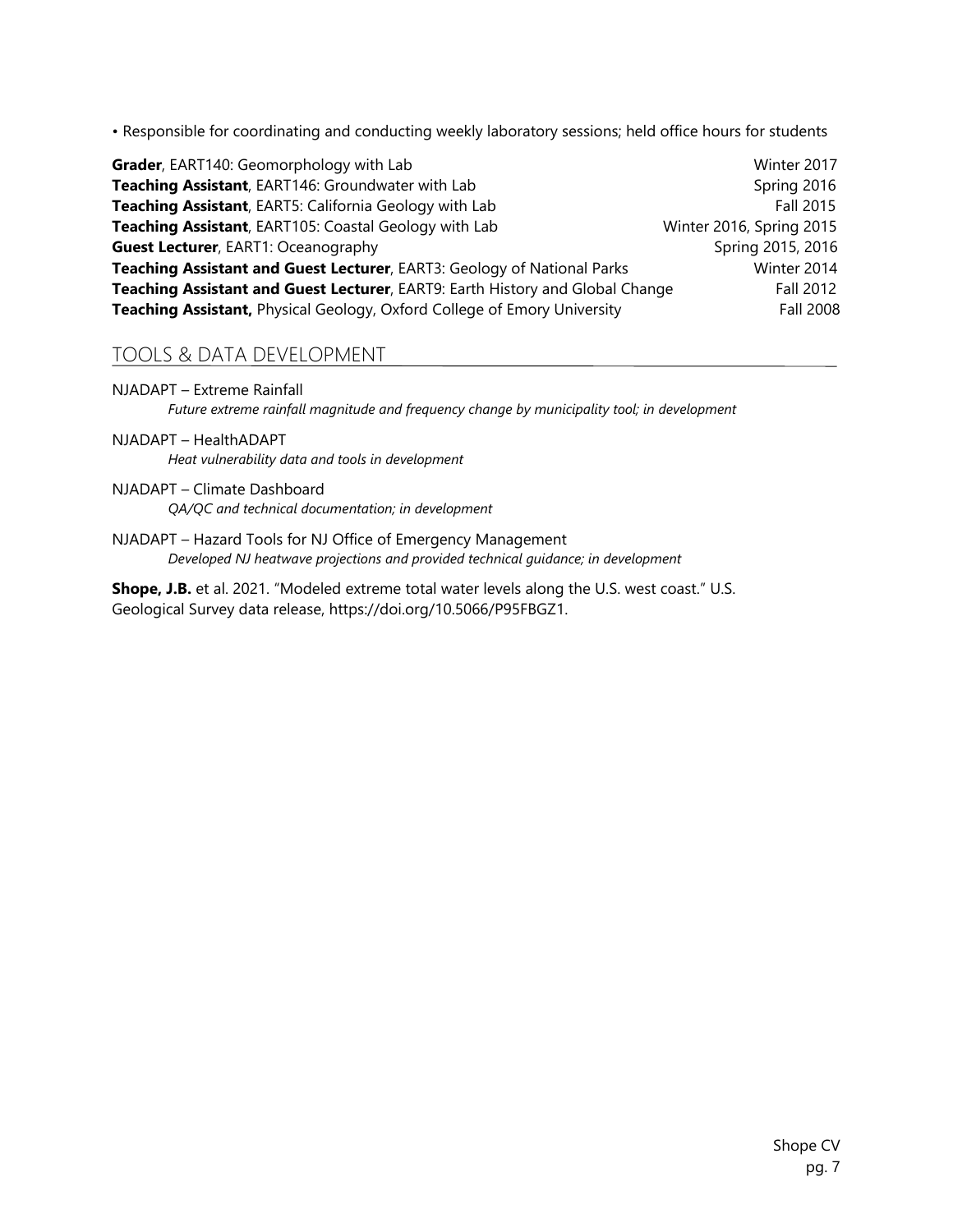• Responsible for coordinating and conducting weekly laboratory sessions; held office hours for students

**Grader**, EART140: Geomorphology with Lab — Winter 2017
**Teaching Assistant**, EART146: Groundwater with Lab — Spring 2016
**Teaching Assistant**, EART5: California Geology with Lab — Fall 2015
**Teaching Assistant**, EART105: Coastal Geology with Lab — Winter 2016, Spring 2015
**Guest Lecturer**, EART1: Oceanography — Spring 2015, 2016
**Teaching Assistant and Guest Lecturer**, EART3: Geology of National Parks — Winter 2014
**Teaching Assistant and Guest Lecturer**, EART9: Earth History and Global Change — Fall 2012
**Teaching Assistant,** Physical Geology, Oxford College of Emory University — Fall 2008

## TOOLS & DATA DEVELOPMENT

NJADAPT – Extreme Rainfall
*Future extreme rainfall magnitude and frequency change by municipality tool; in development*

NJADAPT – HealthADAPT
*Heat vulnerability data and tools in development*

NJADAPT – Climate Dashboard
*QA/QC and technical documentation; in development*

NJADAPT – Hazard Tools for NJ Office of Emergency Management
*Developed NJ heatwave projections and provided technical guidance; in development*

**Shope, J.B.** et al. 2021. "Modeled extreme total water levels along the U.S. west coast." U.S. Geological Survey data release, https://doi.org/10.5066/P95FBGZ1.